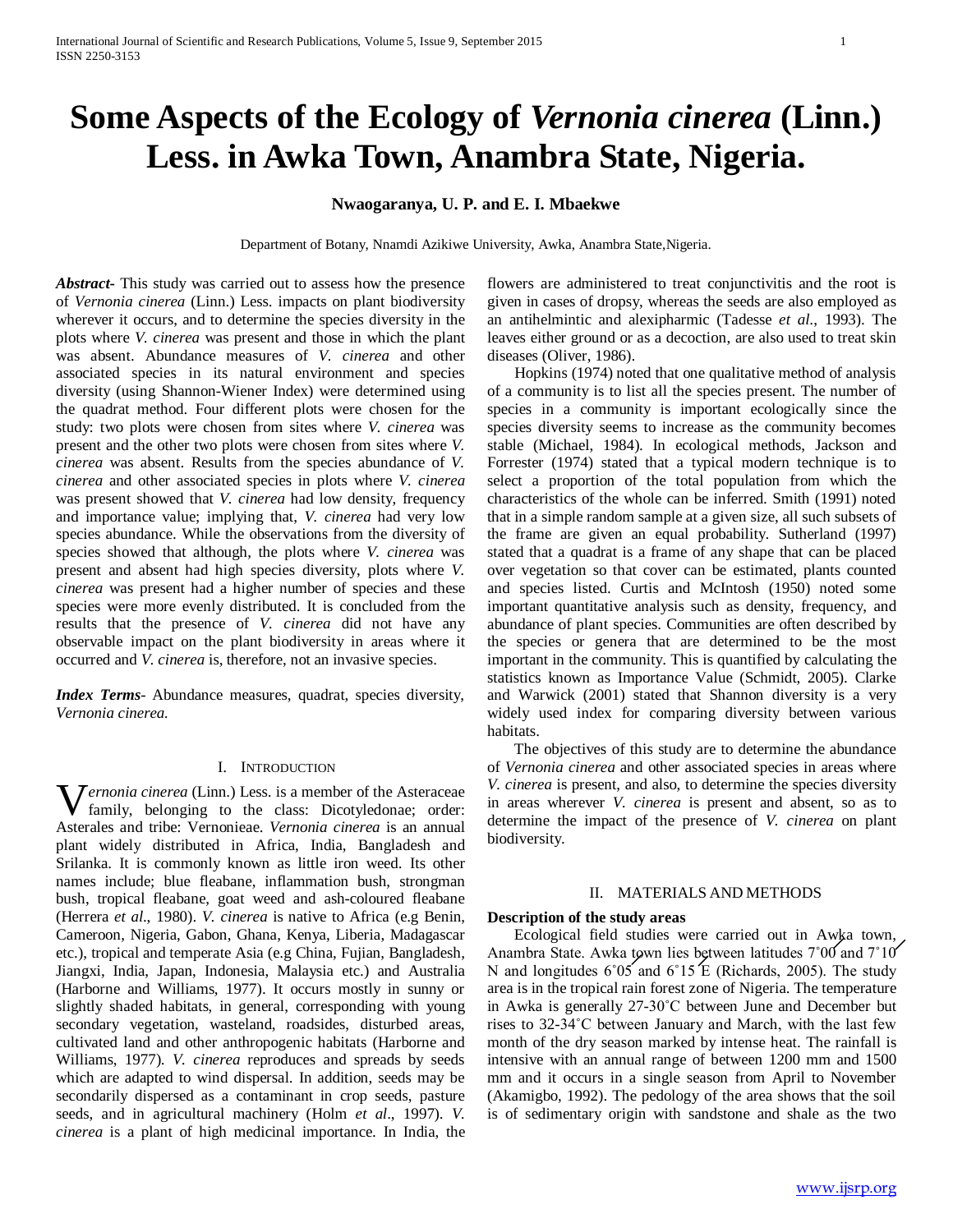# Some Aspects of the Ecology of *Vernonia cinerea* (Linn.) Less. in Awka Town, Anambra State, Nigeria.

**Nwaogaranya, U. P. and E. I. Mbaekwe**

Department of Botany, Nnamdi Azikiwe University, Awka, Anambra State, Nigeria.

***Abstract-*** This study was carried out to assess how the presence of *Vernonia cinerea* (Linn.) Less. impacts on plant biodiversity wherever it occurs, and to determine the species diversity in the plots where *V. cinerea* was present and those in which the plant was absent. Abundance measures of *V. cinerea* and other associated species in its natural environment and species diversity (using Shannon-Wiener Index) were determined using the quadrat method. Four different plots were chosen for the study: two plots were chosen from sites where *V. cinerea* was present and the other two plots were chosen from sites where *V. cinerea* was absent. Results from the species abundance of *V. cinerea* and other associated species in plots where *V. cinerea* was present showed that *V. cinerea* had low density, frequency and importance value; implying that, *V. cinerea* had very low species abundance. While the observations from the diversity of species showed that although, the plots where *V. cinerea* was present and absent had high species diversity, plots where *V. cinerea* was present had a higher number of species and these species were more evenly distributed. It is concluded from the results that the presence of *V. cinerea* did not have any observable impact on the plant biodiversity in areas where it occurred and *V. cinerea* is, therefore, not an invasive species.

***Index Terms***- Abundance measures, quadrat, species diversity, *Vernonia cinerea.*

## I. Introduction

*Vernonia cinerea* (Linn.) Less. is a member of the Asteraceae family, belonging to the class: Dicotyledonae; order: Asterales and tribe: Vernonieae. *Vernonia cinerea* is an annual plant widely distributed in Africa, India, Bangladesh and Srilanka. It is commonly known as little iron weed. Its other names include; blue fleabane, inflammation bush, strongman bush, tropical fleabane, goat weed and ash-coloured fleabane (Herrera *et al*., 1980). *V. cinerea* is native to Africa (e.g Benin, Cameroon, Nigeria, Gabon, Ghana, Kenya, Liberia, Madagascar etc.), tropical and temperate Asia (e.g China, Fujian, Bangladesh, Jiangxi, India, Japan, Indonesia, Malaysia etc.) and Australia (Harborne and Williams, 1977). It occurs mostly in sunny or slightly shaded habitats, in general, corresponding with young secondary vegetation, wasteland, roadsides, disturbed areas, cultivated land and other anthropogenic habitats (Harborne and Williams, 1977). *V. cinerea* reproduces and spreads by seeds which are adapted to wind dispersal. In addition, seeds may be secondarily dispersed as a contaminant in crop seeds, pasture seeds, and in agricultural machinery (Holm *et al*., 1997). *V. cinerea* is a plant of high medicinal importance. In India, the flowers are administered to treat conjunctivitis and the root is given in cases of dropsy, whereas the seeds are also employed as an antihelmintic and alexipharmic (Tadesse *et al*., 1993). The leaves either ground or as a decoction, are also used to treat skin diseases (Oliver, 1986).

Hopkins (1974) noted that one qualitative method of analysis of a community is to list all the species present. The number of species in a community is important ecologically since the species diversity seems to increase as the community becomes stable (Michael, 1984). In ecological methods, Jackson and Forrester (1974) stated that a typical modern technique is to select a proportion of the total population from which the characteristics of the whole can be inferred. Smith (1991) noted that in a simple random sample at a given size, all such subsets of the frame are given an equal probability. Sutherland (1997) stated that a quadrat is a frame of any shape that can be placed over vegetation so that cover can be estimated, plants counted and species listed. Curtis and McIntosh (1950) noted some important quantitative analysis such as density, frequency, and abundance of plant species. Communities are often described by the species or genera that are determined to be the most important in the community. This is quantified by calculating the statistics known as Importance Value (Schmidt, 2005). Clarke and Warwick (2001) stated that Shannon diversity is a very widely used index for comparing diversity between various habitats.

The objectives of this study are to determine the abundance of *Vernonia cinerea* and other associated species in areas where *V. cinerea* is present, and also, to determine the species diversity in areas wherever *V. cinerea* is present and absent, so as to determine the impact of the presence of *V. cinerea* on plant biodiversity.

## II. Materials and Methods

**Description of the study areas**

Ecological field studies were carried out in Awka town, Anambra State. Awka town lies between latitudes 7˚00ʹ and 7˚10ʹ N and longitudes 6˚05ʹ and 6˚15ʹE (Richards, 2005). The study area is in the tropical rain forest zone of Nigeria. The temperature in Awka is generally 27-30˚C between June and December but rises to 32-34˚C between January and March, with the last few month of the dry season marked by intense heat. The rainfall is intensive with an annual range of between 1200 mm and 1500 mm and it occurs in a single season from April to November (Akamigbo, 1992). The pedology of the area shows that the soil is of sedimentary origin with sandstone and shale as the two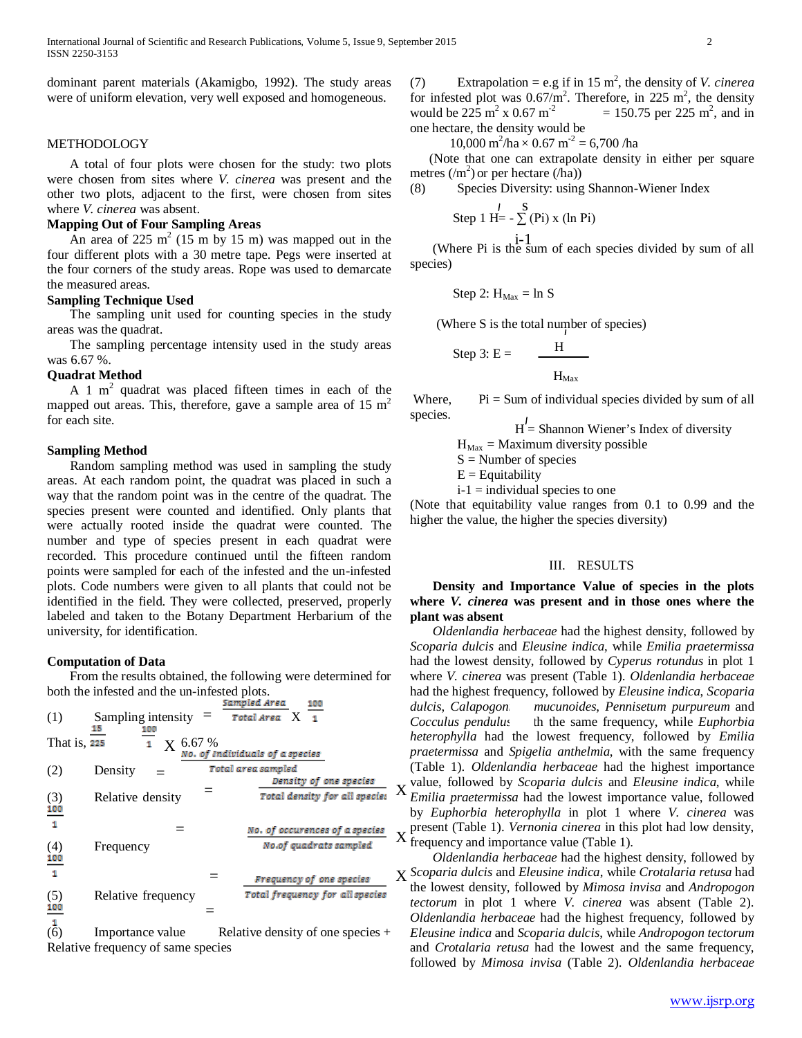dominant parent materials (Akamigbo, 1992). The study areas were of uniform elevation, very well exposed and homogeneous.

## METHODOLOGY

A total of four plots were chosen for the study: two plots were chosen from sites where *V. cinerea* was present and the other two plots, adjacent to the first, were chosen from sites where *V. cinerea* was absent.

### Mapping Out of Four Sampling Areas

An area of 225 $m^2$ (15 m by 15 m) was mapped out in the four different plots with a 30 metre tape. Pegs were inserted at the four corners of the study areas. Rope was used to demarcate the measured areas.

### Sampling Technique Used

The sampling unit used for counting species in the study areas was the quadrat.

The sampling percentage intensity used in the study areas was 6.67 %.

### Quadrat Method

A 1 $m^2$ quadrat was placed fifteen times in each of the mapped out areas. This, therefore, gave a sample area of 15 $m^2$ for each site.

### Sampling Method

Random sampling method was used in sampling the study areas. At each random point, the quadrat was placed in such a way that the random point was in the centre of the quadrat. The species present were counted and identified. Only plants that were actually rooted inside the quadrat were counted. The number and type of species present in each quadrat were recorded. This procedure continued until the fifteen random points were sampled for each of the infested and the un-infested plots. Code numbers were given to all plants that could not be identified in the field. They were collected, preserved, properly labeled and taken to the Botany Department Herbarium of the university, for identification.

### Computation of Data

From the results obtained, the following were determined for both the infested and the un-infested plots.

(1) $\text{Sampling intensity} = \frac{\text{Sampled Area}}{\text{Total Area}} \times \frac{100}{1}$

That is, $\frac{15}{225} \times \frac{100}{1} = 6.67\ \%$

(2) $\text{Density} = \frac{\text{No. of individuals of a species}}{\text{Total area sampled}}$

(3) $\text{Relative density} = \frac{\text{Density of one species}}{\text{Total density for all species}} \times \frac{100}{1}$

(4) $\text{Frequency} = \frac{\text{No. of occurences of a species}}{\text{No. of quadrats sampled}} \times \frac{100}{1}$

(5) $\text{Relative frequency} = \frac{\text{Frequency of one species}}{\text{Total frequency for all species}} \times \frac{100}{1}$

(6) Importance value = Relative density of one species + Relative frequency of same species

(7) Extrapolation = e.g if in 15 $m^2$, the density of *V. cinerea* for infested plot was 0.67/$m^2$. Therefore, in 225 $m^2$, the density would be 225 $m^2$ x 0.67 $m^{-2}$ = 150.75 per 225 $m^2$, and in one hectare, the density would be

$$10{,}000\ m^2/\text{ha} \times 0.67\ m^{-2} = 6{,}700\ /\text{ha}$$

(Note that one can extrapolate density in either per square metres (/$m^2$) or per hectare (/ha))

(8) Species Diversity: using Shannon-Wiener Index

Step 1 $H' = -\sum_{i-1}^{S} (Pi) \times (\ln Pi)$

(Where Pi is the sum of each species divided by sum of all species)

Step 2: $H_{Max} = \ln S$

(Where S is the total number of species)

Step 3: $E = \frac{H'}{H_{Max}}$

Where, Pi = Sum of individual species divided by sum of all species.

$H'$ = Shannon Wiener's Index of diversity

$H_{Max}$ = Maximum diversity possible

S = Number of species

E = Equitability

i-1 = individual species to one

(Note that equitability value ranges from 0.1 to 0.99 and the higher the value, the higher the species diversity)

## III. RESULTS

**Density and Importance Value of species in the plots where *V. cinerea* was present and in those ones where the plant was absent**

*Oldenlandia herbaceae* had the highest density, followed by *Scoparia dulcis* and *Eleusine indica*, while *Emilia praetermissa* had the lowest density, followed by *Cyperus rotundus* in plot 1 where *V. cinerea* was present (Table 1). *Oldenlandia herbaceae* had the highest frequency, followed by *Eleusine indica*, *Scoparia dulcis*, *Calapogonium mucunoides*, *Pennisetum purpureum* and *Cocculus pendulus* with the same frequency, while *Euphorbia heterophylla* had the lowest frequency, followed by *Emilia praetermissa* and *Spigelia anthelmia*, with the same frequency (Table 1). *Oldenlandia herbaceae* had the highest importance value, followed by *Scoparia dulcis* and *Eleusine indica*, while *Emilia praetermissa* had the lowest importance value, followed by *Euphorbia heterophylla* in plot 1 where *V. cinerea* was present (Table 1). *Vernonia cinerea* in this plot had low density, frequency and importance value (Table 1).

*Oldenlandia herbaceae* had the highest density, followed by *Scoparia dulcis* and *Eleusine indica*, while *Crotalaria retusa* had the lowest density, followed by *Mimosa invisa* and *Andropogon tectorum* in plot 1 where *V. cinerea* was absent (Table 2). *Oldenlandia herbaceae* had the highest frequency, followed by *Eleusine indica* and *Scoparia dulcis*, while *Andropogon tectorum* and *Crotalaria retusa* had the lowest and the same frequency, followed by *Mimosa invisa* (Table 2). *Oldenlandia herbaceae*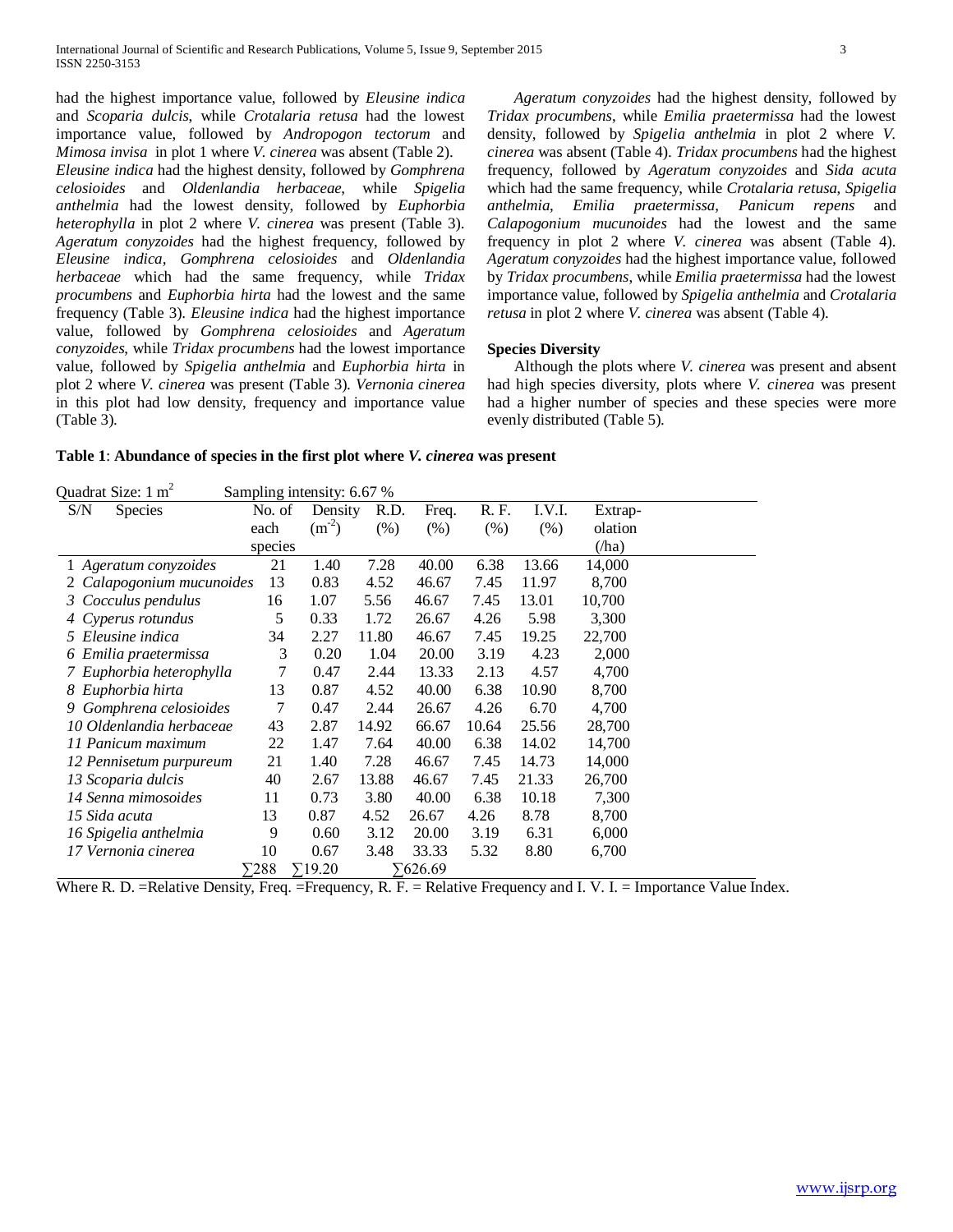had the highest importance value, followed by *Eleusine indica* and *Scoparia dulcis*, while *Crotalaria retusa* had the lowest importance value, followed by *Andropogon tectorum* and *Mimosa invisa* in plot 1 where *V. cinerea* was absent (Table 2).

*Eleusine indica* had the highest density, followed by *Gomphrena celosioides* and *Oldenlandia herbaceae*, while *Spigelia anthelmia* had the lowest density, followed by *Euphorbia heterophylla* in plot 2 where *V. cinerea* was present (Table 3). *Ageratum conyzoides* had the highest frequency, followed by *Eleusine indica*, *Gomphrena celosioides* and *Oldenlandia herbaceae* which had the same frequency, while *Tridax procumbens* and *Euphorbia hirta* had the lowest and the same frequency (Table 3). *Eleusine indica* had the highest importance value, followed by *Gomphrena celosioides* and *Ageratum conyzoides*, while *Tridax procumbens* had the lowest importance value, followed by *Spigelia anthelmia* and *Euphorbia hirta* in plot 2 where *V. cinerea* was present (Table 3). *Vernonia cinerea* in this plot had low density, frequency and importance value (Table 3).

*Ageratum conyzoides* had the highest density, followed by *Tridax procumbens*, while *Emilia praetermissa* had the lowest density, followed by *Spigelia anthelmia* in plot 2 where *V. cinerea* was absent (Table 4). *Tridax procumbens* had the highest frequency, followed by *Ageratum conyzoides* and *Sida acuta* which had the same frequency, while *Crotalaria retusa*, *Spigelia anthelmia*, *Emilia praetermissa*, *Panicum repens* and *Calapogonium mucunoides* had the lowest and the same frequency in plot 2 where *V. cinerea* was absent (Table 4). *Ageratum conyzoides* had the highest importance value, followed by *Tridax procumbens*, while *Emilia praetermissa* had the lowest importance value, followed by *Spigelia anthelmia* and *Crotalaria retusa* in plot 2 where *V. cinerea* was absent (Table 4).

### Species Diversity

Although the plots where *V. cinerea* was present and absent had high species diversity, plots where *V. cinerea* was present had a higher number of species and these species were more evenly distributed (Table 5).

**Table 1**: **Abundance of species in the first plot where *V. cinerea* was present**

Quadrat Size: 1 $m^2$ Sampling intensity: 6.67 %

| S/N | Species | No. of each species | Density ($m^{-2}$) | R.D. (%) | Freq. (%) | R. F. (%) | I.V.I. (%) | Extrap-olation (/ha) |
|---|---|---|---|---|---|---|---|---|
| 1 | *Ageratum conyzoides* | 21 | 1.40 | 7.28 | 40.00 | 6.38 | 13.66 | 14,000 |
| 2 | *Calapogonium mucunoides* | 13 | 0.83 | 4.52 | 46.67 | 7.45 | 11.97 | 8,700 |
| 3 | *Cocculus pendulus* | 16 | 1.07 | 5.56 | 46.67 | 7.45 | 13.01 | 10,700 |
| 4 | *Cyperus rotundus* | 5 | 0.33 | 1.72 | 26.67 | 4.26 | 5.98 | 3,300 |
| 5 | *Eleusine indica* | 34 | 2.27 | 11.80 | 46.67 | 7.45 | 19.25 | 22,700 |
| 6 | *Emilia praetermissa* | 3 | 0.20 | 1.04 | 20.00 | 3.19 | 4.23 | 2,000 |
| 7 | *Euphorbia heterophylla* | 7 | 0.47 | 2.44 | 13.33 | 2.13 | 4.57 | 4,700 |
| 8 | *Euphorbia hirta* | 13 | 0.87 | 4.52 | 40.00 | 6.38 | 10.90 | 8,700 |
| 9 | *Gomphrena celosioides* | 7 | 0.47 | 2.44 | 26.67 | 4.26 | 6.70 | 4,700 |
| 10 | *Oldenlandia herbaceae* | 43 | 2.87 | 14.92 | 66.67 | 10.64 | 25.56 | 28,700 |
| 11 | *Panicum maximum* | 22 | 1.47 | 7.64 | 40.00 | 6.38 | 14.02 | 14,700 |
| 12 | *Pennisetum purpureum* | 21 | 1.40 | 7.28 | 46.67 | 7.45 | 14.73 | 14,000 |
| 13 | *Scoparia dulcis* | 40 | 2.67 | 13.88 | 46.67 | 7.45 | 21.33 | 26,700 |
| 14 | *Senna mimosoides* | 11 | 0.73 | 3.80 | 40.00 | 6.38 | 10.18 | 7,300 |
| 15 | *Sida acuta* | 13 | 0.87 | 4.52 | 26.67 | 4.26 | 8.78 | 8,700 |
| 16 | *Spigelia anthelmia* | 9 | 0.60 | 3.12 | 20.00 | 3.19 | 6.31 | 6,000 |
| 17 | *Vernonia cinerea* | 10 | 0.67 | 3.48 | 33.33 | 5.32 | 8.80 | 6,700 |
| | | ∑288 | ∑19.20 | | ∑626.69 | | | |

Where R. D. =Relative Density, Freq. =Frequency, R. F. = Relative Frequency and I. V. I. = Importance Value Index.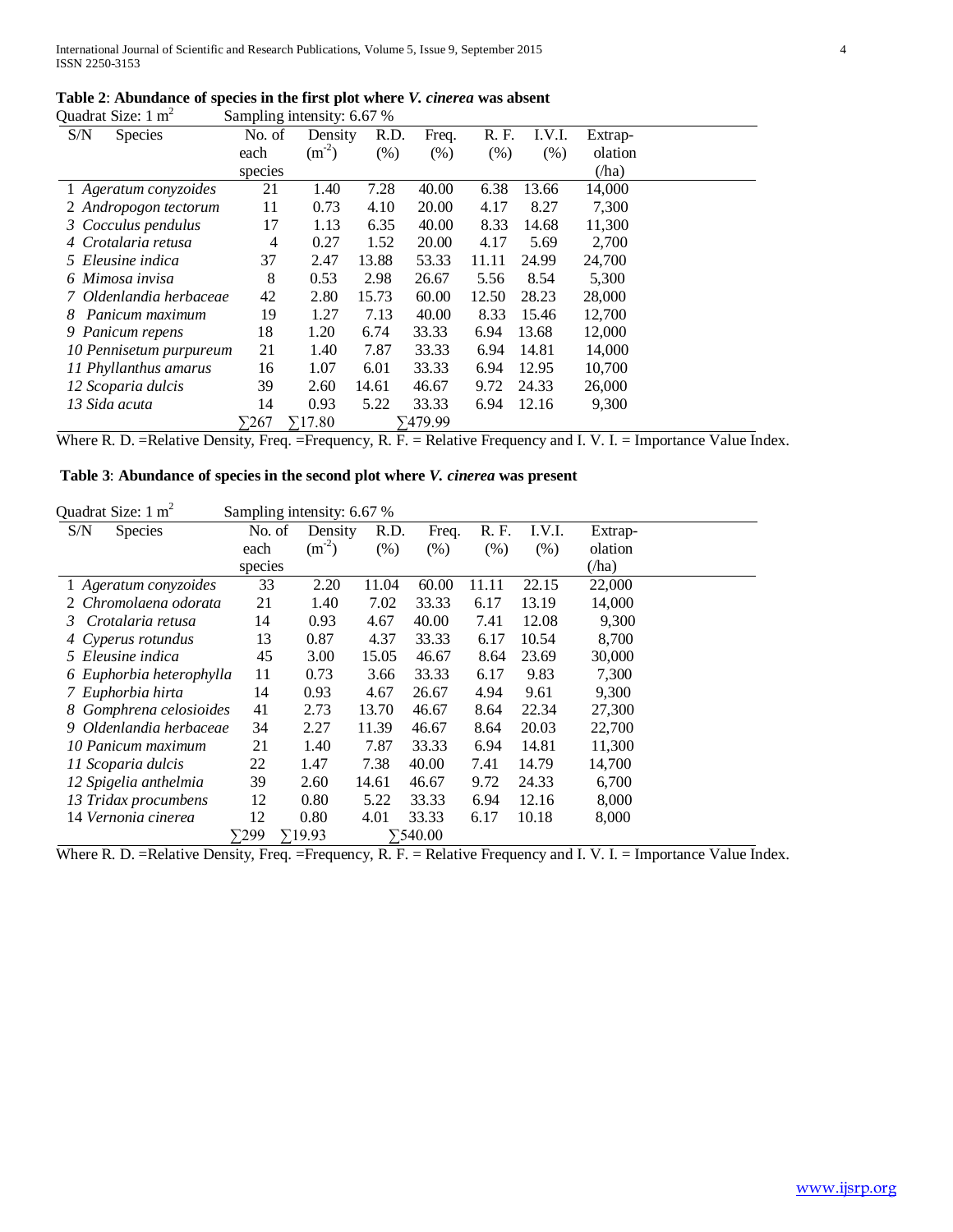**Table 2**: **Abundance of species in the first plot where *V. cinerea* was absent**

Quadrat Size: 1 $m^2$ Sampling intensity: 6.67 %

| S/N | Species | No. of each species | Density ($m^{-2}$) | R.D. (%) | Freq. (%) | R. F. (%) | I.V.I. (%) | Extrap-olation (/ha) |
|---|---|---|---|---|---|---|---|---|
| 1 | *Ageratum conyzoides* | 21 | 1.40 | 7.28 | 40.00 | 6.38 | 13.66 | 14,000 |
| 2 | *Andropogon tectorum* | 11 | 0.73 | 4.10 | 20.00 | 4.17 | 8.27 | 7,300 |
| 3 | *Cocculus pendulus* | 17 | 1.13 | 6.35 | 40.00 | 8.33 | 14.68 | 11,300 |
| 4 | *Crotalaria retusa* | 4 | 0.27 | 1.52 | 20.00 | 4.17 | 5.69 | 2,700 |
| 5 | *Eleusine indica* | 37 | 2.47 | 13.88 | 53.33 | 11.11 | 24.99 | 24,700 |
| 6 | *Mimosa invisa* | 8 | 0.53 | 2.98 | 26.67 | 5.56 | 8.54 | 5,300 |
| 7 | *Oldenlandia herbaceae* | 42 | 2.80 | 15.73 | 60.00 | 12.50 | 28.23 | 28,000 |
| 8 | *Panicum maximum* | 19 | 1.27 | 7.13 | 40.00 | 8.33 | 15.46 | 12,700 |
| 9 | *Panicum repens* | 18 | 1.20 | 6.74 | 33.33 | 6.94 | 13.68 | 12,000 |
| 10 | *Pennisetum purpureum* | 21 | 1.40 | 7.87 | 33.33 | 6.94 | 14.81 | 14,000 |
| 11 | *Phyllanthus amarus* | 16 | 1.07 | 6.01 | 33.33 | 6.94 | 12.95 | 10,700 |
| 12 | *Scoparia dulcis* | 39 | 2.60 | 14.61 | 46.67 | 9.72 | 24.33 | 26,000 |
| 13 | *Sida acuta* | 14 | 0.93 | 5.22 | 33.33 | 6.94 | 12.16 | 9,300 |
| | | ∑267 | ∑17.80 | | ∑479.99 | | | |

Where R. D. =Relative Density, Freq. =Frequency, R. F. = Relative Frequency and I. V. I. = Importance Value Index.

**Table 3**: **Abundance of species in the second plot where *V. cinerea* was present**

Quadrat Size: 1 $m^2$ Sampling intensity: 6.67 %

| S/N | Species | No. of each species | Density ($m^{-2}$) | R.D. (%) | Freq. (%) | R. F. (%) | I.V.I. (%) | Extrap-olation (/ha) |
|---|---|---|---|---|---|---|---|---|
| 1 | *Ageratum conyzoides* | 33 | 2.20 | 11.04 | 60.00 | 11.11 | 22.15 | 22,000 |
| 2 | *Chromolaena odorata* | 21 | 1.40 | 7.02 | 33.33 | 6.17 | 13.19 | 14,000 |
| 3 | *Crotalaria retusa* | 14 | 0.93 | 4.67 | 40.00 | 7.41 | 12.08 | 9,300 |
| 4 | *Cyperus rotundus* | 13 | 0.87 | 4.37 | 33.33 | 6.17 | 10.54 | 8,700 |
| 5 | *Eleusine indica* | 45 | 3.00 | 15.05 | 46.67 | 8.64 | 23.69 | 30,000 |
| 6 | *Euphorbia heterophylla* | 11 | 0.73 | 3.66 | 33.33 | 6.17 | 9.83 | 7,300 |
| 7 | *Euphorbia hirta* | 14 | 0.93 | 4.67 | 26.67 | 4.94 | 9.61 | 9,300 |
| 8 | *Gomphrena celosioides* | 41 | 2.73 | 13.70 | 46.67 | 8.64 | 22.34 | 27,300 |
| 9 | *Oldenlandia herbaceae* | 34 | 2.27 | 11.39 | 46.67 | 8.64 | 20.03 | 22,700 |
| 10 | *Panicum maximum* | 21 | 1.40 | 7.87 | 33.33 | 6.94 | 14.81 | 11,300 |
| 11 | *Scoparia dulcis* | 22 | 1.47 | 7.38 | 40.00 | 7.41 | 14.79 | 14,700 |
| 12 | *Spigelia anthelmia* | 39 | 2.60 | 14.61 | 46.67 | 9.72 | 24.33 | 6,700 |
| 13 | *Tridax procumbens* | 12 | 0.80 | 5.22 | 33.33 | 6.94 | 12.16 | 8,000 |
| 14 | *Vernonia cinerea* | 12 | 0.80 | 4.01 | 33.33 | 6.17 | 10.18 | 8,000 |
| | | ∑299 | ∑19.93 | | ∑540.00 | | | |

Where R. D. =Relative Density, Freq. =Frequency, R. F. = Relative Frequency and I. V. I. = Importance Value Index.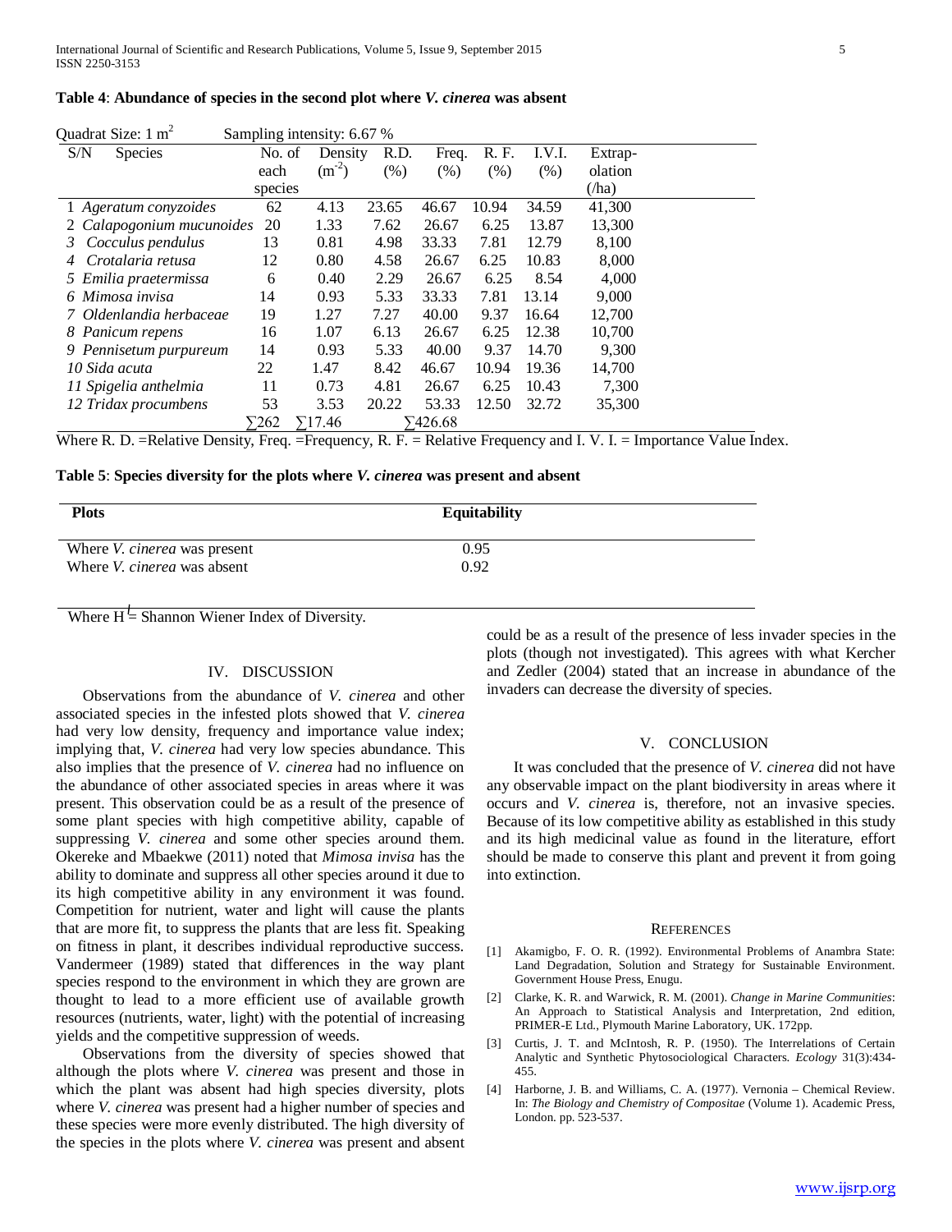**Table 4**: **Abundance of species in the second plot where *V. cinerea* was absent**

Quadrat Size: 1 $m^2$ Sampling intensity: 6.67 %

| S/N | Species | No. of each species | Density ($m^{-2}$) | R.D. (%) | Freq. (%) | R. F. (%) | I.V.I. (%) | Extrapolation (/ha) |
|---|---|---|---|---|---|---|---|---|
| 1 | *Ageratum conyzoides* | 62 | 4.13 | 23.65 | 46.67 | 10.94 | 34.59 | 41,300 |
| 2 | *Calapogonium mucunoides* | 20 | 1.33 | 7.62 | 26.67 | 6.25 | 13.87 | 13,300 |
| 3 | *Cocculus pendulus* | 13 | 0.81 | 4.98 | 33.33 | 7.81 | 12.79 | 8,100 |
| 4 | *Crotalaria retusa* | 12 | 0.80 | 4.58 | 26.67 | 6.25 | 10.83 | 8,000 |
| 5 | *Emilia praetermissa* | 6 | 0.40 | 2.29 | 26.67 | 6.25 | 8.54 | 4,000 |
| 6 | *Mimosa invisa* | 14 | 0.93 | 5.33 | 33.33 | 7.81 | 13.14 | 9,000 |
| 7 | *Oldenlandia herbaceae* | 19 | 1.27 | 7.27 | 40.00 | 9.37 | 16.64 | 12,700 |
| 8 | *Panicum repens* | 16 | 1.07 | 6.13 | 26.67 | 6.25 | 12.38 | 10,700 |
| 9 | *Pennisetum purpureum* | 14 | 0.93 | 5.33 | 40.00 | 9.37 | 14.70 | 9,300 |
| 10 | *Sida acuta* | 22 | 1.47 | 8.42 | 46.67 | 10.94 | 19.36 | 14,700 |
| 11 | *Spigelia anthelmia* | 11 | 0.73 | 4.81 | 26.67 | 6.25 | 10.43 | 7,300 |
| 12 | *Tridax procumbens* | 53 | 3.53 | 20.22 | 53.33 | 12.50 | 32.72 | 35,300 |
| | | ∑262 | ∑17.46 | | ∑426.68 | | | |

Where R. D. =Relative Density, Freq. =Frequency, R. F. = Relative Frequency and I. V. I. = Importance Value Index.

**Table 5**: **Species diversity for the plots where *V. cinerea* was present and absent**

| Plots | Equitability |
|---|---|
| Where *V. cinerea* was present | 0.95 |
| Where *V. cinerea* was absent | 0.92 |

Where $H^I$ = Shannon Wiener Index of Diversity.

## IV. DISCUSSION

Observations from the abundance of *V. cinerea* and other associated species in the infested plots showed that *V. cinerea* had very low density, frequency and importance value index; implying that, *V. cinerea* had very low species abundance. This also implies that the presence of *V. cinerea* had no influence on the abundance of other associated species in areas where it was present. This observation could be as a result of the presence of some plant species with high competitive ability, capable of suppressing *V. cinerea* and some other species around them. Okereke and Mbaekwe (2011) noted that *Mimosa invisa* has the ability to dominate and suppress all other species around it due to its high competitive ability in any environment it was found. Competition for nutrient, water and light will cause the plants that are more fit, to suppress the plants that are less fit. Speaking on fitness in plant, it describes individual reproductive success. Vandermeer (1989) stated that differences in the way plant species respond to the environment in which they are grown are thought to lead to a more efficient use of available growth resources (nutrients, water, light) with the potential of increasing yields and the competitive suppression of weeds.

Observations from the diversity of species showed that although the plots where *V. cinerea* was present and those in which the plant was absent had high species diversity, plots where *V. cinerea* was present had a higher number of species and these species were more evenly distributed. The high diversity of the species in the plots where *V. cinerea* was present and absent could be as a result of the presence of less invader species in the plots (though not investigated). This agrees with what Kercher and Zedler (2004) stated that an increase in abundance of the invaders can decrease the diversity of species.

## V. CONCLUSION

It was concluded that the presence of *V. cinerea* did not have any observable impact on the plant biodiversity in areas where it occurs and *V. cinerea* is, therefore, not an invasive species. Because of its low competitive ability as established in this study and its high medicinal value as found in the literature, effort should be made to conserve this plant and prevent it from going into extinction.

## REFERENCES

[1] Akamigbo, F. O. R. (1992). Environmental Problems of Anambra State: Land Degradation, Solution and Strategy for Sustainable Environment. Government House Press, Enugu.

[2] Clarke, K. R. and Warwick, R. M. (2001). *Change in Marine Communities*: An Approach to Statistical Analysis and Interpretation, 2nd edition, PRIMER-E Ltd., Plymouth Marine Laboratory, UK. 172pp.

[3] Curtis, J. T. and McIntosh, R. P. (1950). The Interrelations of Certain Analytic and Synthetic Phytosociological Characters. *Ecology* 31(3):434-455.

[4] Harborne, J. B. and Williams, C. A. (1977). Vernonia – Chemical Review. In: *The Biology and Chemistry of Compositae* (Volume 1). Academic Press, London. pp. 523-537.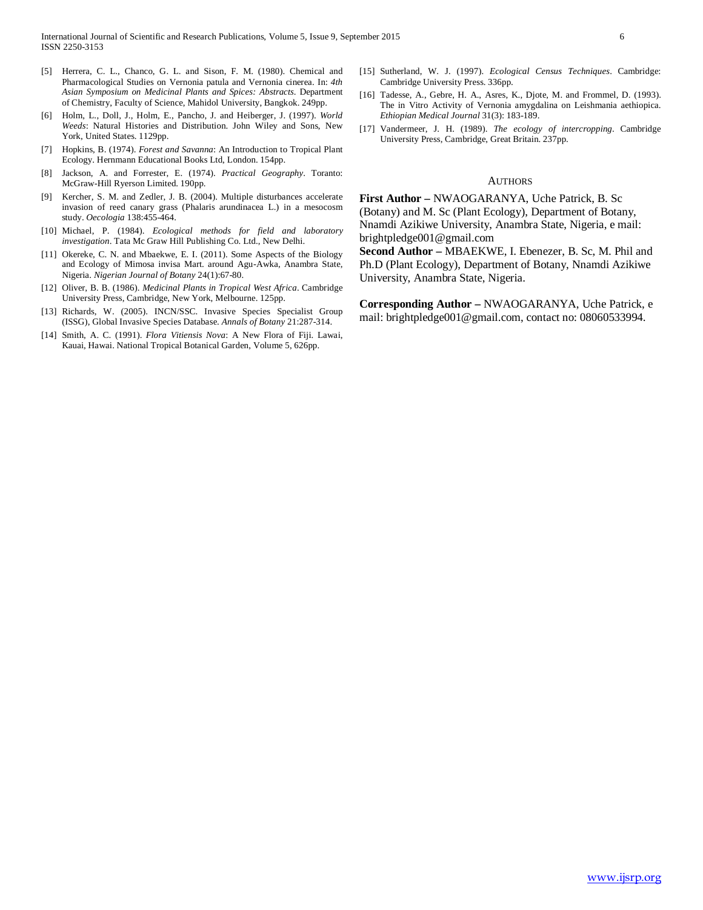[5] Herrera, C. L., Chanco, G. L. and Sison, F. M. (1980). Chemical and Pharmacological Studies on Vernonia patula and Vernonia cinerea. In: *4th Asian Symposium on Medicinal Plants and Spices: Abstracts*. Department of Chemistry, Faculty of Science, Mahidol University, Bangkok. 249pp.

[6] Holm, L., Doll, J., Holm, E., Pancho, J. and Heiberger, J. (1997). *World Weeds*: Natural Histories and Distribution. John Wiley and Sons, New York, United States. 1129pp.

[7] Hopkins, B. (1974). *Forest and Savanna*: An Introduction to Tropical Plant Ecology. Hernmann Educational Books Ltd, London. 154pp.

[8] Jackson, A. and Forrester, E. (1974). *Practical Geography*. Toranto: McGraw-Hill Ryerson Limited. 190pp.

[9] Kercher, S. M. and Zedler, J. B. (2004). Multiple disturbances accelerate invasion of reed canary grass (Phalaris arundinacea L.) in a mesocosm study. *Oecologia* 138:455-464.

[10] Michael, P. (1984). *Ecological methods for field and laboratory investigation*. Tata Mc Graw Hill Publishing Co. Ltd., New Delhi.

[11] Okereke, C. N. and Mbaekwe, E. I. (2011). Some Aspects of the Biology and Ecology of Mimosa invisa Mart. around Agu-Awka, Anambra State, Nigeria. *Nigerian Journal of Botany* 24(1):67-80.

[12] Oliver, B. B. (1986). *Medicinal Plants in Tropical West Africa*. Cambridge University Press, Cambridge, New York, Melbourne. 125pp.

[13] Richards, W. (2005). INCN/SSC. Invasive Species Specialist Group (ISSG), Global Invasive Species Database. *Annals of Botany* 21:287-314.

[14] Smith, A. C. (1991). *Flora Vitiensis Nova*: A New Flora of Fiji. Lawai, Kauai, Hawai. National Tropical Botanical Garden, Volume 5, 626pp.

[15] Sutherland, W. J. (1997). *Ecological Census Techniques*. Cambridge: Cambridge University Press. 336pp.

[16] Tadesse, A., Gebre, H. A., Asres, K., Djote, M. and Frommel, D. (1993). The in Vitro Activity of Vernonia amygdalina on Leishmania aethiopica. *Ethiopian Medical Journal* 31(3): 183-189.

[17] Vandermeer, J. H. (1989). *The ecology of intercropping*. Cambridge University Press, Cambridge, Great Britain. 237pp.

## Authors

**First Author –** NWAOGARANYA, Uche Patrick, B. Sc (Botany) and M. Sc (Plant Ecology), Department of Botany, Nnamdi Azikiwe University, Anambra State, Nigeria, e mail: brightpledge001@gmail.com

**Second Author –** MBAEKWE, I. Ebenezer, B. Sc, M. Phil and Ph.D (Plant Ecology), Department of Botany, Nnamdi Azikiwe University, Anambra State, Nigeria.

**Corresponding Author –** NWAOGARANYA, Uche Patrick, e mail: brightpledge001@gmail.com, contact no: 08060533994.